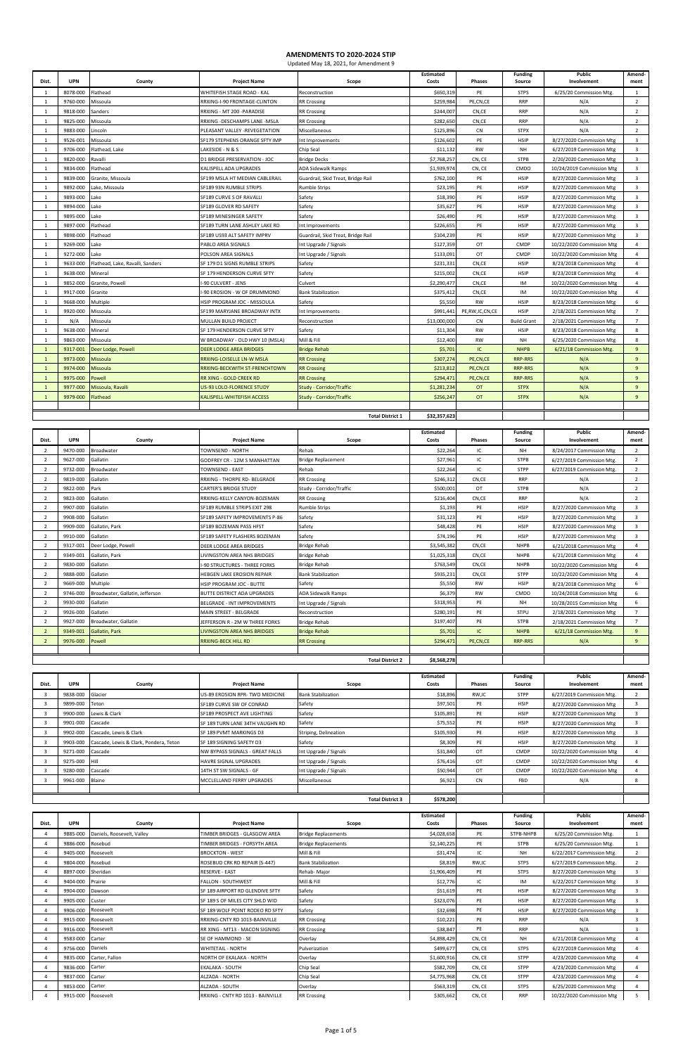# AMENDMENTS TO 2020-2024 STIP

Updated May 18, 2021, for Amendment 9

| Dist. | UPN | County | Project Name | Scope | Estimated Costs | Phases | Funding Source | Public Involvement | Amendment |
|---|---|---|---|---|---|---|---|---|---|
| 1 | 8078-000 | Flathead | WHITEFISH STAGE ROAD - KAL | Reconstruction | $650,319 | PE | STPS | 6/25/20 Commission Mtg. | 1 |
| 1 | 9760-000 | Missoula | RRXING-I-90 FRONTAGE-CLINTON | RR Crossing | $259,984 | PE,CN,CE | RRP | N/A | 2 |
| 1 | 9818-000 | Sanders | RRXING - MT 200 -PARADISE | RR Crossing | $244,007 | CN,CE | RRP | N/A | 2 |
| 1 | 9825-000 | Missoula | RRXING -DESCHAMPS LANE -MSLA | RR Crossing | $282,650 | CN,CE | RRP | N/A | 2 |
| 1 | 9883-000 | Lincoln | PLEASANT VALLEY -REVEGETATION | Miscellaneous | $125,896 | CN | STPX | N/A | 2 |
| 1 | 9526-001 | Missoula | SF179 STEPHENS ORANGE SFTY IMP | Int Improvements | $126,602 | PE | HSIP | 8/27/2020 Commission Mtg | 3 |
| 1 | 9706-000 | Flathead, Lake | LAKESIDE - N & S | Chip Seal | $11,132 | RW | NH | 6/27/2019 Commission Mtg | 3 |
| 1 | 9820-000 | Ravalli | D1 BRIDGE PRESERVATION - JOC | Bridge Decks | $7,768,257 | CN, CE | STPB | 2/20/2020 Commission Mtg | 3 |
| 1 | 9834-000 | Flathead | KALISPELL ADA UPGRADES | ADA Sidewalk Ramps | $1,939,974 | CN, CE | CMDO | 10/24/2019 Commission Mtg | 3 |
| 1 | 9839-000 | Granite, Missoula | SF199 MSLA HT MEDIAN CABLERAIL | Guardrail, Skid Treat, Bridge Rail | $762,100 | PE | HSIP | 8/27/2020 Commission Mtg | 3 |
| 1 | 9892-000 | Lake, Missoula | SF189 93N RUMBLE STRIPS | Rumble Strips | $23,195 | PE | HSIP | 8/27/2020 Commission Mtg | 3 |
| 1 | 9893-000 | Lake | SF189 CURVE S OF RAVALLI | Safety | $18,390 | PE | HSIP | 8/27/2020 Commission Mtg | 3 |
| 1 | 9894-000 | Lake | SF189 GLOVER RD SAFETY | Safety | $35,627 | PE | HSIP | 8/27/2020 Commission Mtg | 3 |
| 1 | 9895-000 | Lake | SF189 MINESINGER SAFETY | Safety | $26,490 | PE | HSIP | 8/27/2020 Commission Mtg | 3 |
| 1 | 9897-000 | Flathead | SF189 TURN LANE ASHLEY LAKE RD | Int Improvements | $226,655 | PE | HSIP | 8/27/2020 Commission Mtg | 3 |
| 1 | 9898-000 | Flathead | SF189 US93 ALT SAFETY IMPRV | Guardrail, Skid Treat, Bridge Rail | $104,239 | PE | HSIP | 8/27/2020 Commission Mtg | 3 |
| 1 | 9269-000 | Lake | PABLO AREA SIGNALS | Int Upgrade / Signals | $127,359 | OT | CMDP | 10/22/2020 Commission Mtg | 4 |
| 1 | 9272-000 | Lake | POLSON AREA SIGNALS | Int Upgrade / Signals | $133,091 | OT | CMDP | 10/22/2020 Commission Mtg | 4 |
| 1 | 9633-000 | Flathead, Lake, Ravalli, Sanders | SF 179 D1 SIGNS RUMBLE STRIPS | Safety | $231,331 | CN,CE | HSIP | 8/23/2018 Commission Mtg | 4 |
| 1 | 9638-000 | Mineral | SF 179 HENDERSON CURVE SFTY | Safety | $215,002 | CN,CE | HSIP | 8/23/2018 Commission Mtg | 4 |
| 1 | 9852-000 | Granite, Powell | I-90 CULVERT - JENS | Culvert | $2,290,477 | CN,CE | IM | 10/22/2020 Commission Mtg | 4 |
| 1 | 9917-000 | Granite | I-90 EROSION - W OF DRUMMOND | Bank Stabilization | $375,412 | CN,CE | IM | 10/22/2020 Commission Mtg | 4 |
| 1 | 9668-000 | Multiple | HSIP PROGRAM JOC - MISSOULA | Safety | $5,550 | RW | HSIP | 8/23/2018 Commission Mtg | 6 |
| 1 | 9920-000 | Missoula | SF199 MARYJANE BROADWAY INTX | Int Improvements | $991,441 | PE,RW,IC,CN,CE | HSIP | 2/18/2021 Commission Mtg | 7 |
| 1 | N/A | Missoula | MULLAN BUILD PROJECT | Reconstruction | $13,000,000 | CN | Build Grant | 2/18/2021 Commission Mtg | 7 |
| 1 | 9638-000 | Mineral | SF 179 HENDERSON CURVE SFTY | Safety | $11,304 | RW | HSIP | 8/23/2018 Commission Mtg | 8 |
| 1 | 9863-000 | Missoula | W BROADWAY - OLD HWY 10 (MSLA) | Mill & Fill | $12,400 | RW | NH | 6/25/2020 Commission Mtg | 8 |
| 1 | 9317-001 | Deer Lodge, Powell | DEER LODGE AREA BRIDGES | Bridge Rehab | $5,701 | IC | NHPB | 6/21/18 Commission Mtg. | 9 |
| 1 | 9973-000 | Missoula | RRXING-LOISELLE LN-W MSLA | RR Crossing | $307,274 | PE,CN,CE | RRP-RRS | N/A | 9 |
| 1 | 9974-000 | Missoula | RRXING-BECKWITH ST-FRENCHTOWN | RR Crossing | $213,812 | PE,CN,CE | RRP-RRS | N/A | 9 |
| 1 | 9975-000 | Powell | RR XING - GOLD CREEK RD | RR Crossing | $294,471 | PE,CN,CE | RRP-RRS | N/A | 9 |
| 1 | 9977-000 | Missoula, Ravalli | US-93 LOLO-FLORENCE STUDY | Study - Corridor/Traffic | $1,281,234 | OT | STPX | N/A | 9 |
| 1 | 9979-000 | Flathead | KALISPELL-WHITEFISH ACCESS | Study - Corridor/Traffic | $256,247 | OT | STPX | N/A | 9 |
| | | | | **Total District 1** | **$32,357,623** | | | | |

| Dist. | UPN | County | Project Name | Scope | Estimated Costs | Phases | Funding Source | Public Involvement | Amendment |
|---|---|---|---|---|---|---|---|---|---|
| 2 | 9470-000 | Broadwater | TOWNSEND - NORTH | Rehab | $22,264 | IC | NH | 8/24/2017 Commission Mtg | 2 |
| 2 | 9627-000 | Gallatin | GODFREY CR - 12M S MANHATTAN | Bridge Replacement | $27,961 | IC | STPB | 6/27/2019 Commission Mtg. | 2 |
| 2 | 9732-000 | Broadwater | TOWNSEND - EAST | Rehab | $22,264 | IC | STPP | 6/27/2019 Commission Mtg. | 2 |
| 2 | 9819-000 | Gallatin | RRXING - THORPE RD- BELGRADE | RR Crossing | $246,312 | CN,CE | RRP | N/A | 2 |
| 2 | 9822-000 | Park | CARTER'S BRIDGE STUDY | Study - Corridor/Traffic | $500,001 | OT | STPB | N/A | 2 |
| 2 | 9823-000 | Gallatin | RRXING-KELLY CANYON-BOZEMAN | RR Crossing | $216,404 | CN,CE | RRP | N/A | 2 |
| 2 | 9907-000 | Gallatin | SF189 RUMBLE STRIPS EXIT 298 | Rumble Strips | $1,193 | PE | HSIP | 8/27/2020 Commission Mtg | 3 |
| 2 | 9908-000 | Gallatin | SF189 SAFETY IMPROVEMENTS P-86 | Safety | $31,123 | PE | HSIP | 8/27/2020 Commission Mtg | 3 |
| 2 | 9909-000 | Gallatin, Park | SF189 BOZEMAN PASS HFST | Safety | $48,428 | PE | HSIP | 8/27/2020 Commission Mtg | 3 |
| 2 | 9910-000 | Gallatin | SF189 SAFETY FLASHERS BOZEMAN | Safety | $74,196 | PE | HSIP | 8/27/2020 Commission Mtg | 3 |
| 2 | 9317-001 | Deer Lodge, Powell | DEER LODGE AREA BRIDGES | Bridge Rehab | $3,545,382 | CN,CE | NHPB | 6/21/2018 Commission Mtg | 4 |
| 2 | 9349-001 | Gallatin, Park | LIVINGSTON AREA NHS BRIDGES | Bridge Rehab | $1,025,318 | CN,CE | NHPB | 6/21/2018 Commission Mtg | 4 |
| 2 | 9830-000 | Gallatin | I-90 STRUCTURES - THREE FORKS | Bridge Rehab | $763,549 | CN,CE | NHPB | 10/22/2020 Commission Mtg | 4 |
| 2 | 9888-000 | Gallatin | HEBGEN LAKE EROSION REPAIR | Bank Stabilization | $935,231 | CN,CE | STPP | 10/22/2020 Commission Mtg | 4 |
| 2 | 9669-000 | Multiple | HSIP PROGRAM JOC - BUTTE | Safety | $5,550 | RW | HSIP | 8/23/2018 Commission Mtg | 6 |
| 2 | 9746-000 | Broadwater, Gallatin, Jefferson | BUTTE DISTRICT ADA UPGRADES | ADA Sidewalk Ramps | $6,379 | RW | CMDO | 10/24/2018 Commission Mtg | 6 |
| 2 | 9930-000 | Gallatin | BELGRADE - INT IMPROVEMENTS | Int Upgrade / Signals | $318,953 | PE | NH | 10/28/2015 Commission Mtg | 6 |
| 2 | 9926-000 | Gallatin | MAIN STREET - BELGRADE | Reconstruction | $280,191 | PE | STPU | 2/18/2021 Commission Mtg | 7 |
| 2 | 9927-000 | Broadwater, Gallatin | JEFFERSON R - 2M W THREE FORKS | Bridge Rehab | $197,407 | PE | STPB | 2/18/2021 Commission Mtg | 7 |
| 2 | 9349-001 | Gallatin, Park | LIVINGSTON AREA NHS BRIDGES | Bridge Rehab | $5,701 | IC | NHPB | 6/21/18 Commission Mtg. | 9 |
| 2 | 9976-000 | Powell | RRXING-BECK HILL RD | RR Crossing | $294,471 | PE,CN,CE | RRP-RRS | N/A | 9 |
| | | | | **Total District 2** | **$8,568,278** | | | | |

| Dist. | UPN | County | Project Name | Scope | Estimated Costs | Phases | Funding Source | Public Involvement | Amendment |
|---|---|---|---|---|---|---|---|---|---|
| 3 | 9838-000 | Glacier | US-89 EROSION RPR- TWO MEDICINE | Bank Stabilization | $18,896 | RW,IC | STPP | 6/27/2019 Commission Mtg. | 2 |
| 3 | 9899-000 | Teton | SF189 CURVE SW OF CONRAD | Safety | $97,501 | PE | HSIP | 8/27/2020 Commission Mtg | 3 |
| 3 | 9900-000 | Lewis & Clark | SF189 PROSPECT AVE LIGHTING | Safety | $105,891 | PE | HSIP | 8/27/2020 Commission Mtg | 3 |
| 3 | 9901-000 | Cascade | SF 189 TURN LANE 34TH VAUGHN RD | Safety | $75,552 | PE | HSIP | 8/27/2020 Commission Mtg | 3 |
| 3 | 9902-000 | Cascade, Lewis & Clark | SF189 PVMT MARKINGS D3 | Striping, Delineation | $105,930 | PE | HSIP | 8/27/2020 Commission Mtg | 3 |
| 3 | 9903-000 | Cascade, Lewis & Clark, Pondera, Teton | SF 189 SIGNING SAFETY D3 | Safety | $8,309 | PE | HSIP | 8/27/2020 Commission Mtg | 3 |
| 3 | 9271-000 | Cascade | NW BYPASS SIGNALS - GREAT FALLS | Int Upgrade / Signals | $31,840 | OT | CMDP | 10/22/2020 Commission Mtg | 4 |
| 3 | 9275-000 | Hill | HAVRE SIGNAL UPGRADES | Int Upgrade / Signals | $76,416 | OT | CMDP | 10/22/2020 Commission Mtg | 4 |
| 3 | 9280-000 | Cascade | 14TH ST SW SIGNALS - GF | Int Upgrade / Signals | $50,944 | OT | CMDP | 10/22/2020 Commission Mtg | 4 |
| 3 | 9961-000 | Blaine | MCCLELLAND FERRY UPGRADES | Miscellaneous | $6,921 | CN | FBD | N/A | 8 |
| | | | | **Total District 3** | **$578,200** | | | | |

| Dist. | UPN | County | Project Name | Scope | Estimated Costs | Phases | Funding Source | Public Involvement | Amendment |
|---|---|---|---|---|---|---|---|---|---|
| 4 | 9885-000 | Daniels, Roosevelt, Valley | TIMBER BRIDGES - GLASGOW AREA | Bridge Replacements | $4,028,658 | PE | STPB-NHPB | 6/25/20 Commission Mtg. | 1 |
| 4 | 9886-000 | Rosebud | TIMBER BRIDGES - FORSYTH AREA | Bridge Replacements | $2,140,225 | PE | STPB | 6/25/20 Commission Mtg. | 1 |
| 4 | 9405-000 | Roosevelt | BROCKTON - WEST | Mill & Fill | $31,474 | IC | NH | 6/22/2017 Commission Mtg. | 2 |
| 4 | 9804-000 | Rosebud | ROSEBUD CRK RD REPAIR (S-447) | Bank Stabilization | $8,819 | RW,IC | STPS | 6/27/2019 Commission Mtg. | 2 |
| 4 | 8897-000 | Sheridan | RESERVE - EAST | Rehab - Major | $1,906,409 | PE | STPS | 8/27/2020 Commission Mtg | 3 |
| 4 | 9404-000 | Prairie | FALLON - SOUTHWEST | Mill & Fill | $12,776 | IC | IM | 6/22/2017 Commission Mtg | 3 |
| 4 | 9904-000 | Dawson | SF 189 AIRPORT RD GLENDIVE SFTY | Safety | $51,619 | PE | HSIP | 8/27/2020 Commission Mtg | 3 |
| 4 | 9905-000 | Custer | SF 189 S OF MILES CITY SHLD WID | Safety | $323,076 | PE | HSIP | 8/27/2020 Commission Mtg | 3 |
| 4 | 9906-000 | Roosevelt | SF189 WOLF POINT RODEO RD SFTY | Safety | $32,698 | PE | HSIP | 8/27/2020 Commission Mtg | 3 |
| 4 | 9915-000 | Roosevelt | RRXING-CNTY RD 1013-BAINVILLE | RR Crossing | $10,221 | PE | RRP | N/A | 3 |
| 4 | 9916-000 | Roosevelt | RR XING - MT13 - MACON SIGNING | RR Crossing | $38,847 | PE | RRP | N/A | 3 |
| 4 | 9583-000 | Carter | SE OF HAMMOND - SE | Overlay | $4,898,429 | CN, CE | NH | 6/21/2018 Commission Mtg | 4 |
| 4 | 9756-000 | Daniels | WHITETAIL - NORTH | Pulverization | $499,677 | CN, CE | STPS | 6/27/2019 Commission Mtg | 4 |
| 4 | 9835-000 | Carter, Fallon | NORTH OF EKALAKA - NORTH | Overlay | $1,600,916 | CN, CE | STPP | 4/23/2020 Commission Mtg | 4 |
| 4 | 9836-000 | Carter | EKALAKA - SOUTH | Chip Seal | $582,709 | CN, CE | STPP | 4/23/2020 Commission Mtg | 4 |
| 4 | 9837-000 | Carter | ALZADA - NORTH | Chip Seal | $4,775,968 | CN, CE | STPP | 4/23/2020 Commission Mtg | 4 |
| 4 | 9853-000 | Carter | ALZADA - SOUTH | Overlay | $563,319 | CN, CE | STPS | 6/25/2020 Commission Mtg | 4 |
| 4 | 9915-000 | Roosevelt | RRXING - CNTY RD 1013 - BAINVILLE | RR Crossing | $305,662 | CN, CE | RRP | 10/22/2020 Commission Mtg | 5 |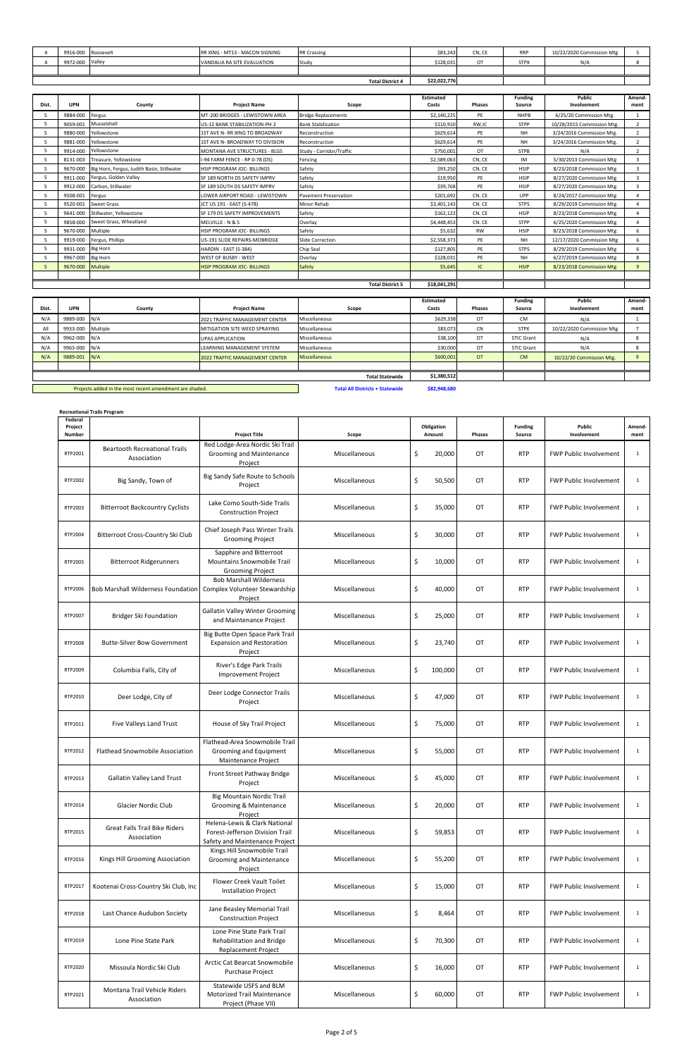| Dist. | UPN | County | Project Name | Scope | Estimated Costs | Phases | Funding Source | Public Involvement | Amend-ment |
|---|---|---|---|---|---|---|---|---|---|
| 4 | 9916-000 | Roosevelt | RR XING - MT13 - MACON SIGNING | RR Crossing | $83,243 | CN, CE | RRP | 10/22/2020 Commission Mtg | 5 |
| 4 | 9972-000 | Valley | VANDALIA RA SITE EVALUATION | Study | $128,031 | OT | STPX | N/A | 8 |
| | | | | **Total District 4** | **$22,022,776** | | | | |

| Dist. | UPN | County | Project Name | Scope | Estimated Costs | Phases | Funding Source | Public Involvement | Amend-ment |
|---|---|---|---|---|---|---|---|---|---|
| 5 | 9884-000 | Fergus | MT-200 BRIDGES - LEWISTOWN AREA | Bridge Replacements | $2,140,225 | PE | NHPB | 6/25/20 Commission Mtg. | 1 |
| 5 | 9059-001 | Musselshell | US-12 BANK STABILIZATION-PH 2 | Bank Stabilization | $110,910 | RW,IC | STPP | 10/28/2015 Commission Mtg. | 2 |
| 5 | 9880-000 | Yellowstone | 1ST AVE N- RR XING TO BROADWAY | Reconstruction | $629,614 | PE | NH | 3/24/2016 Commission Mtg. | 2 |
| 5 | 9881-000 | Yellowstone | 1ST AVE N- BROADWAY TO DIVISION | Reconstruction | $629,614 | PE | NH | 3/24/2016 Commission Mtg. | 2 |
| 5 | 9914-000 | Yellowstone | MONTANA AVE STRUCTURES - BLGS | Study - Corridor/Traffic | $750,001 | OT | STPB | N/A | 2 |
| 5 | 8131-003 | Treasure, Yellowstone | I-94 FARM FENCE - RP 0-78 (D5) | Fencing | $2,589,063 | CN, CE | IM | 5/30/2013 Commission Mtg | 3 |
| 5 | 9670-000 | Big Horn, Fergus, Judith Basin, Stillwater | HSIP PROGRAM JOC- BILLINGS | Safety | $93,250 | CN. CE | HSIP | 8/23/2018 Commission Mtg | 3 |
| 5 | 9911-000 | Fergus, Golden Valley | SF 189 NORTH D5 SAFETY IMPRV | Safety | $19,950 | PE | HSIP | 8/27/2020 Commission Mtg | 3 |
| 5 | 9912-000 | Carbon, Stillwater | SF 189 SOUTH D5 SAFETY IMPRV | Safety | $39,768 | PE | HSIP | 8/27/2020 Commission Mtg | 3 |
| 5 | 9508-001 | Fergus | LOWER AIRPORT ROAD - LEWISTOWN | Pavement Preservation | $201,692 | CN. CE | UPP | 8/24/2017 Commission Mtg | 4 |
| 5 | 9520-001 | Sweet Grass | JCT US 191 - EAST (S-478) | Minor Rehab | $3,401,143 | CN. CE | STPS | 8/29/2019 Commission Mtg | 4 |
| 5 | 9641-000 | Stillwater, Yellowstone | SF 179 D5 SAFETY IMPROVEMENTS | Safety | $162,122 | CN. CE | HSIP | 8/23/2018 Commission Mtg | 4 |
| 5 | 9858-000 | Sweet Grass, Wheatland | MELVILLE - N & S | Overlay | $4,448,453 | CN. CE | STPP | 6/25/2020 Commission Mtg | 4 |
| 5 | 9670-000 | Multiple | HSIP PROGRAM JOC- BILLINGS | Safety | $5,632 | RW | HSIP | 8/23/2018 Commission Mtg | 6 |
| 5 | 9919-000 | Fergus, Phillips | US-191 SLIDE REPAIRS-MOBRIDGE | Slide Correction | $2,558,373 | PE | NH | 12/17/2020 Commission Mtg | 6 |
| 5 | 9931-000 | Big Horn | HARDIN - EAST (S-384) | Chip Seal | $127,805 | PE | STPS | 8/29/2019 Commission Mtg | 6 |
| 5 | 9967-000 | Big Horn | WEST OF BUSBY - WEST | Overlay | $128,031 | PE | NH | 6/27/2019 Commission Mtg | 8 |
| 5 | 9670-000 | Multiple | HSIP PROGRAM JOC- BILLINGS | Safety | $5,645 | IC | HSIP | 8/23/2018 Commission Mtg | 9 |
| | | | | **Total District 5** | **$18,041,291** | | | | |

| Dist. | UPN | County | Project Name | Scope | Estimated Costs | Phases | Funding Source | Public Involvement | Amend-ment |
|---|---|---|---|---|---|---|---|---|---|
| N/A | 9889-000 | N/A | 2021 TRAFFIC MANAGEMENT CENTER | Miscellaneous | $629,338 | OT | CM | N/A | 1 |
| All | 9933-000 | Multiple | MITIGATION SITE WEED SPRAYING | Miscellaneous | $83,073 | CN | STPX | 10/22/2020 Commission Mtg | 7 |
| N/A | 9962-000 | N/A | UPAS APPLICATION | Miscellaneous | $38,100 | OT | STIC Grant | N/A | 8 |
| N/A | 9963-000 | N/A | LEARNING MANAGEMENT SYSTEM | Miscellaneous | $30,000 | OT | STIC Grant | N/A | 8 |
| N/A | 9889-001 | N/A | 2022 TRAFFIC MANAGEMENT CENTER | Miscellaneous | $600,001 | OT | CM | 10/22/20 Commission Mtg. | 9 |
| | | | | **Total Statewide** | **$1,380,512** | | | | |

Projects added in the most recent amendment are shaded.

**Total All Districts + Statewide** **$82,948,680**

**Recreational Trails Program**

| Federal Project Number | | Project Title | Scope | Obligation Amount | Phases | Funding Source | Public Involvement | Amend-ment |
|---|---|---|---|---|---|---|---|---|
| RTP2001 | Beartooth Recreational Trails Association | Red Lodge-Area Nordic Ski Trail Grooming and Maintenance Project | Miscellaneous | $ 20,000 | OT | RTP | FWP Public Involvement | 1 |
| RTP2002 | Big Sandy, Town of | Big Sandy Safe Route to Schools Project | Miscellaneous | $ 50,500 | OT | RTP | FWP Public Involvement | 1 |
| RTP2003 | Bitterroot Backcountry Cyclists | Lake Como South-Side Trails Construction Project | Miscellaneous | $ 35,000 | OT | RTP | FWP Public Involvement | 1 |
| RTP2004 | Bitterroot Cross-Country Ski Club | Chief Joseph Pass Winter Trails Grooming Project | Miscellaneous | $ 30,000 | OT | RTP | FWP Public Involvement | 1 |
| RTP2005 | Bitterroot Ridgerunners | Sapphire and Bitterroot Mountains Snowmobile Trail Grooming Project | Miscellaneous | $ 10,000 | OT | RTP | FWP Public Involvement | 1 |
| RTP2006 | Bob Marshall Wilderness Foundation | Bob Marshall Wilderness Complex Volunteer Stewardship Project | Miscellaneous | $ 40,000 | OT | RTP | FWP Public Involvement | 1 |
| RTP2007 | Bridger Ski Foundation | Gallatin Valley Winter Grooming and Maintenance Project | Miscellaneous | $ 25,000 | OT | RTP | FWP Public Involvement | 1 |
| RTP2008 | Butte-Silver Bow Government | Big Butte Open Space Park Trail Expansion and Restoration Project | Miscellaneous | $ 23,740 | OT | RTP | FWP Public Involvement | 1 |
| RTP2009 | Columbia Falls, City of | River's Edge Park Trails Improvement Project | Miscellaneous | $ 100,000 | OT | RTP | FWP Public Involvement | 1 |
| RTP2010 | Deer Lodge, City of | Deer Lodge Connector Trails Project | Miscellaneous | $ 47,000 | OT | RTP | FWP Public Involvement | 1 |
| RTP2011 | Five Valleys Land Trust | House of Sky Trail Project | Miscellaneous | $ 75,000 | OT | RTP | FWP Public Involvement | 1 |
| RTP2012 | Flathead Snowmobile Association | Flathead-Area Snowmobile Trail Grooming and Equipment Maintenance Project | Miscellaneous | $ 55,000 | OT | RTP | FWP Public Involvement | 1 |
| RTP2013 | Gallatin Valley Land Trust | Front Street Pathway Bridge Project | Miscellaneous | $ 45,000 | OT | RTP | FWP Public Involvement | 1 |
| RTP2014 | Glacier Nordic Club | Big Mountain Nordic Trail Grooming & Maintenance Project | Miscellaneous | $ 20,000 | OT | RTP | FWP Public Involvement | 1 |
| RTP2015 | Great Falls Trail Bike Riders Association | Helena-Lewis & Clark National Forest-Jefferson Division Trail Safety and Maintenance Project | Miscellaneous | $ 59,853 | OT | RTP | FWP Public Involvement | 1 |
| RTP2016 | Kings Hill Grooming Association | Kings Hill Snowmobile Trail Grooming and Maintenance Project | Miscellaneous | $ 55,200 | OT | RTP | FWP Public Involvement | 1 |
| RTP2017 | Kootenai Cross-Country Ski Club, Inc | Flower Creek Vault Toilet Installation Project | Miscellaneous | $ 15,000 | OT | RTP | FWP Public Involvement | 1 |
| RTP2018 | Last Chance Audubon Society | Jane Beasley Memorial Trail Construction Project | Miscellaneous | $ 8,464 | OT | RTP | FWP Public Involvement | 1 |
| RTP2019 | Lone Pine State Park | Lone Pine State Park Trail Rehabilitation and Bridge Replacement Project | Miscellaneous | $ 70,300 | OT | RTP | FWP Public Involvement | 1 |
| RTP2020 | Missoula Nordic Ski Club | Arctic Cat Bearcat Snowmobile Purchase Project | Miscellaneous | $ 16,000 | OT | RTP | FWP Public Involvement | 1 |
| RTP2021 | Montana Trail Vehicle Riders Association | Statewide USFS and BLM Motorized Trail Maintenance Project (Phase VII) | Miscellaneous | $ 60,000 | OT | RTP | FWP Public Involvement | 1 |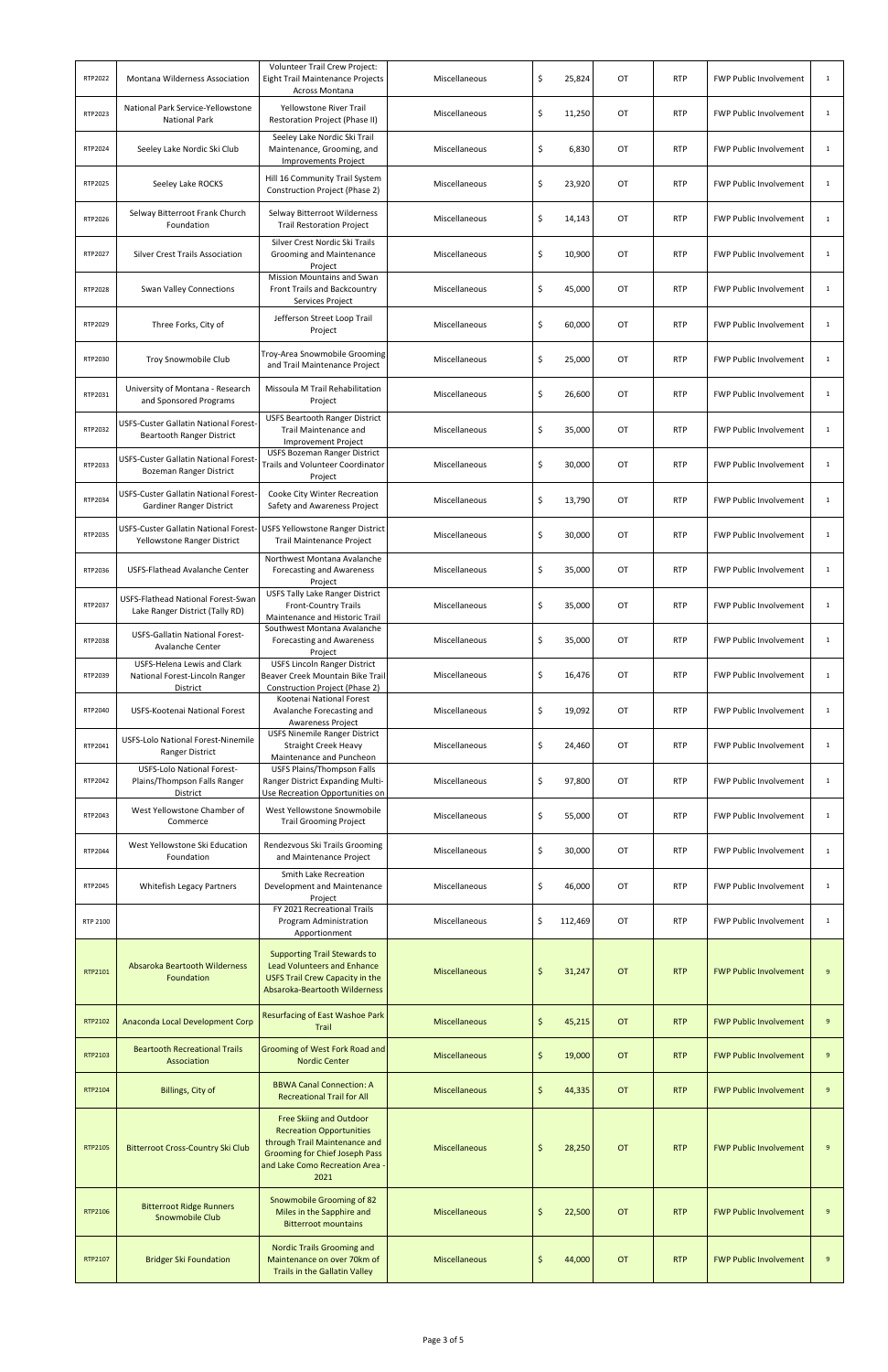| | | | | | | | | |
|---|---|---|---|---|---|---|---|---|
| RTP2022 | Montana Wilderness Association | Volunteer Trail Crew Project: Eight Trail Maintenance Projects Across Montana | Miscellaneous | $ 25,824 | OT | RTP | FWP Public Involvement | 1 |
| RTP2023 | National Park Service-Yellowstone National Park | Yellowstone River Trail Restoration Project (Phase II) | Miscellaneous | $ 11,250 | OT | RTP | FWP Public Involvement | 1 |
| RTP2024 | Seeley Lake Nordic Ski Club | Seeley Lake Nordic Ski Trail Maintenance, Grooming, and Improvements Project | Miscellaneous | $ 6,830 | OT | RTP | FWP Public Involvement | 1 |
| RTP2025 | Seeley Lake ROCKS | Hill 16 Community Trail System Construction Project (Phase 2) | Miscellaneous | $ 23,920 | OT | RTP | FWP Public Involvement | 1 |
| RTP2026 | Selway Bitterroot Frank Church Foundation | Selway Bitterroot Wilderness Trail Restoration Project | Miscellaneous | $ 14,143 | OT | RTP | FWP Public Involvement | 1 |
| RTP2027 | Silver Crest Trails Association | Silver Crest Nordic Ski Trails Grooming and Maintenance Project | Miscellaneous | $ 10,900 | OT | RTP | FWP Public Involvement | 1 |
| RTP2028 | Swan Valley Connections | Mission Mountains and Swan Front Trails and Backcountry Services Project | Miscellaneous | $ 45,000 | OT | RTP | FWP Public Involvement | 1 |
| RTP2029 | Three Forks, City of | Jefferson Street Loop Trail Project | Miscellaneous | $ 60,000 | OT | RTP | FWP Public Involvement | 1 |
| RTP2030 | Troy Snowmobile Club | Troy-Area Snowmobile Grooming and Trail Maintenance Project | Miscellaneous | $ 25,000 | OT | RTP | FWP Public Involvement | 1 |
| RTP2031 | University of Montana - Research and Sponsored Programs | Missoula M Trail Rehabilitation Project | Miscellaneous | $ 26,600 | OT | RTP | FWP Public Involvement | 1 |
| RTP2032 | USFS-Custer Gallatin National Forest-Beartooth Ranger District | USFS Beartooth Ranger District Trail Maintenance and Improvement Project | Miscellaneous | $ 35,000 | OT | RTP | FWP Public Involvement | 1 |
| RTP2033 | USFS-Custer Gallatin National Forest-Bozeman Ranger District | USFS Bozeman Ranger District Trails and Volunteer Coordinator Project | Miscellaneous | $ 30,000 | OT | RTP | FWP Public Involvement | 1 |
| RTP2034 | USFS-Custer Gallatin National Forest-Gardiner Ranger District | Cooke City Winter Recreation Safety and Awareness Project | Miscellaneous | $ 13,790 | OT | RTP | FWP Public Involvement | 1 |
| RTP2035 | USFS-Custer Gallatin National Forest-Yellowstone Ranger District | USFS Yellowstone Ranger District Trail Maintenance Project | Miscellaneous | $ 30,000 | OT | RTP | FWP Public Involvement | 1 |
| RTP2036 | USFS-Flathead Avalanche Center | Northwest Montana Avalanche Forecasting and Awareness Project | Miscellaneous | $ 35,000 | OT | RTP | FWP Public Involvement | 1 |
| RTP2037 | USFS-Flathead National Forest-Swan Lake Ranger District (Tally RD) | USFS Tally Lake Ranger District Front-Country Trails Maintenance and Historic Trail | Miscellaneous | $ 35,000 | OT | RTP | FWP Public Involvement | 1 |
| RTP2038 | USFS-Gallatin National Forest-Avalanche Center | Southwest Montana Avalanche Forecasting and Awareness Project | Miscellaneous | $ 35,000 | OT | RTP | FWP Public Involvement | 1 |
| RTP2039 | USFS-Helena Lewis and Clark National Forest-Lincoln Ranger District | USFS Lincoln Ranger District Beaver Creek Mountain Bike Trail Construction Project (Phase 2) | Miscellaneous | $ 16,476 | OT | RTP | FWP Public Involvement | 1 |
| RTP2040 | USFS-Kootenai National Forest | Kootenai National Forest Avalanche Forecasting and Awareness Project | Miscellaneous | $ 19,092 | OT | RTP | FWP Public Involvement | 1 |
| RTP2041 | USFS-Lolo National Forest-Ninemile Ranger District | USFS Ninemile Ranger District Straight Creek Heavy Maintenance and Puncheon | Miscellaneous | $ 24,460 | OT | RTP | FWP Public Involvement | 1 |
| RTP2042 | USFS-Lolo National Forest-Plains/Thompson Falls Ranger District | USFS Plains/Thompson Falls Ranger District Expanding Multi-Use Recreation Opportunities on | Miscellaneous | $ 97,800 | OT | RTP | FWP Public Involvement | 1 |
| RTP2043 | West Yellowstone Chamber of Commerce | West Yellowstone Snowmobile Trail Grooming Project | Miscellaneous | $ 55,000 | OT | RTP | FWP Public Involvement | 1 |
| RTP2044 | West Yellowstone Ski Education Foundation | Rendezvous Ski Trails Grooming and Maintenance Project | Miscellaneous | $ 30,000 | OT | RTP | FWP Public Involvement | 1 |
| RTP2045 | Whitefish Legacy Partners | Smith Lake Recreation Development and Maintenance Project | Miscellaneous | $ 46,000 | OT | RTP | FWP Public Involvement | 1 |
| RTP 2100 | | FY 2021 Recreational Trails Program Administration Apportionment | Miscellaneous | $ 112,469 | OT | RTP | FWP Public Involvement | 1 |
| RTP2101 | Absaroka Beartooth Wilderness Foundation | Supporting Trail Stewards to Lead Volunteers and Enhance USFS Trail Crew Capacity in the Absaroka-Beartooth Wilderness | Miscellaneous | $ 31,247 | OT | RTP | FWP Public Involvement | 9 |
| RTP2102 | Anaconda Local Development Corp | Resurfacing of East Washoe Park Trail | Miscellaneous | $ 45,215 | OT | RTP | FWP Public Involvement | 9 |
| RTP2103 | Beartooth Recreational Trails Association | Grooming of West Fork Road and Nordic Center | Miscellaneous | $ 19,000 | OT | RTP | FWP Public Involvement | 9 |
| RTP2104 | Billings, City of | BBWA Canal Connection: A Recreational Trail for All | Miscellaneous | $ 44,335 | OT | RTP | FWP Public Involvement | 9 |
| RTP2105 | Bitterroot Cross-Country Ski Club | Free Skiing and Outdoor Recreation Opportunities through Trail Maintenance and Grooming for Chief Joseph Pass and Lake Como Recreation Area - 2021 | Miscellaneous | $ 28,250 | OT | RTP | FWP Public Involvement | 9 |
| RTP2106 | Bitterroot Ridge Runners Snowmobile Club | Snowmobile Grooming of 82 Miles in the Sapphire and Bitterroot mountains | Miscellaneous | $ 22,500 | OT | RTP | FWP Public Involvement | 9 |
| RTP2107 | Bridger Ski Foundation | Nordic Trails Grooming and Maintenance on over 70km of Trails in the Gallatin Valley | Miscellaneous | $ 44,000 | OT | RTP | FWP Public Involvement | 9 |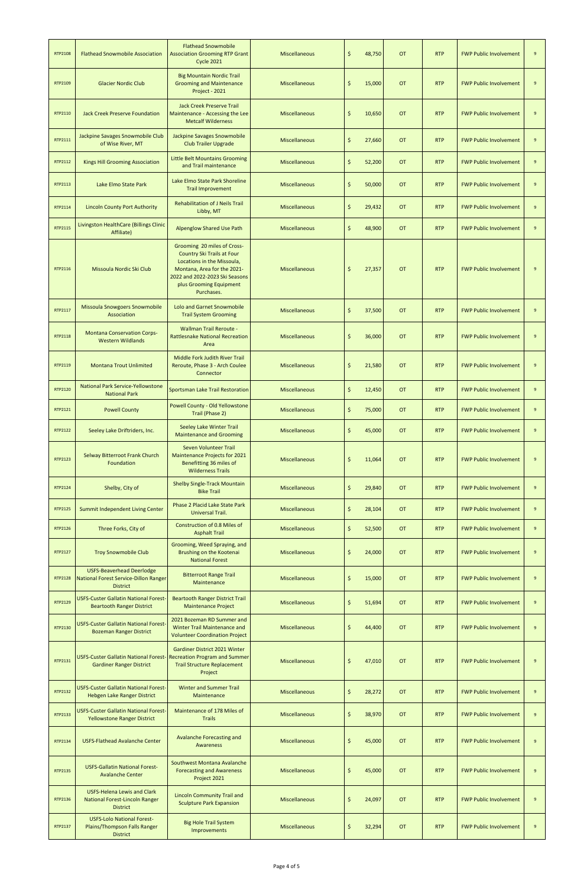| | | | | | | | | |
|---|---|---|---|---|---|---|---|---|
| RTP2108 | Flathead Snowmobile Association | Flathead Snowmobile Association Grooming RTP Grant Cycle 2021 | Miscellaneous | $ 48,750 | OT | RTP | FWP Public Involvement | 9 |
| RTP2109 | Glacier Nordic Club | Big Mountain Nordic Trail Grooming and Maintenance Project - 2021 | Miscellaneous | $ 15,000 | OT | RTP | FWP Public Involvement | 9 |
| RTP2110 | Jack Creek Preserve Foundation | Jack Creek Preserve Trail Maintenance - Accessing the Lee Metcalf Wilderness | Miscellaneous | $ 10,650 | OT | RTP | FWP Public Involvement | 9 |
| RTP2111 | Jackpine Savages Snowmobile Club of Wise River, MT | Jackpine Savages Snowmobile Club Trailer Upgrade | Miscellaneous | $ 27,660 | OT | RTP | FWP Public Involvement | 9 |
| RTP2112 | Kings Hill Grooming Association | Little Belt Mountains Grooming and Trail maintenance | Miscellaneous | $ 52,200 | OT | RTP | FWP Public Involvement | 9 |
| RTP2113 | Lake Elmo State Park | Lake Elmo State Park Shoreline Trail Improvement | Miscellaneous | $ 50,000 | OT | RTP | FWP Public Involvement | 9 |
| RTP2114 | Lincoln County Port Authority | Rehabilitation of J Neils Trail Libby, MT | Miscellaneous | $ 29,432 | OT | RTP | FWP Public Involvement | 9 |
| RTP2115 | Livingston HealthCare (Billings Clinic Affiliate) | Alpenglow Shared Use Path | Miscellaneous | $ 48,900 | OT | RTP | FWP Public Involvement | 9 |
| RTP2116 | Missoula Nordic Ski Club | Grooming 20 miles of Cross-Country Ski Trails at Four Locations in the Missoula, Montana, Area for the 2021-2022 and 2022-2023 Ski Seasons plus Grooming Equipment Purchases. | Miscellaneous | $ 27,357 | OT | RTP | FWP Public Involvement | 9 |
| RTP2117 | Missoula Snowgoers Snowmobile Association | Lolo and Garnet Snowmobile Trail System Grooming | Miscellaneous | $ 37,500 | OT | RTP | FWP Public Involvement | 9 |
| RTP2118 | Montana Conservation Corps-Western Wildlands | Wallman Trail Reroute - Rattlesnake National Recreation Area | Miscellaneous | $ 36,000 | OT | RTP | FWP Public Involvement | 9 |
| RTP2119 | Montana Trout Unlimited | Middle Fork Judith River Trail Reroute, Phase 3 - Arch Coulee Connector | Miscellaneous | $ 21,580 | OT | RTP | FWP Public Involvement | 9 |
| RTP2120 | National Park Service-Yellowstone National Park | Sportsman Lake Trail Restoration | Miscellaneous | $ 12,450 | OT | RTP | FWP Public Involvement | 9 |
| RTP2121 | Powell County | Powell County - Old Yellowstone Trail (Phase 2) | Miscellaneous | $ 75,000 | OT | RTP | FWP Public Involvement | 9 |
| RTP2122 | Seeley Lake Driftriders, Inc. | Seeley Lake Winter Trail Maintenance and Grooming | Miscellaneous | $ 45,000 | OT | RTP | FWP Public Involvement | 9 |
| RTP2123 | Selway Bitterroot Frank Church Foundation | Seven Volunteer Trail Maintenance Projects for 2021 Benefitting 36 miles of Wilderness Trails | Miscellaneous | $ 11,064 | OT | RTP | FWP Public Involvement | 9 |
| RTP2124 | Shelby, City of | Shelby Single-Track Mountain Bike Trail | Miscellaneous | $ 29,840 | OT | RTP | FWP Public Involvement | 9 |
| RTP2125 | Summit Independent Living Center | Phase 2 Placid Lake State Park Universal Trail. | Miscellaneous | $ 28,104 | OT | RTP | FWP Public Involvement | 9 |
| RTP2126 | Three Forks, City of | Construction of 0.8 Miles of Asphalt Trail | Miscellaneous | $ 52,500 | OT | RTP | FWP Public Involvement | 9 |
| RTP2127 | Troy Snowmobile Club | Grooming, Weed Spraying, and Brushing on the Kootenai National Forest | Miscellaneous | $ 24,000 | OT | RTP | FWP Public Involvement | 9 |
| RTP2128 | USFS-Beaverhead Deerlodge National Forest Service-Dillon Ranger District | Bitterroot Range Trail Maintenance | Miscellaneous | $ 15,000 | OT | RTP | FWP Public Involvement | 9 |
| RTP2129 | USFS-Custer Gallatin National Forest-Beartooth Ranger District | Beartooth Ranger District Trail Maintenance Project | Miscellaneous | $ 51,694 | OT | RTP | FWP Public Involvement | 9 |
| RTP2130 | USFS-Custer Gallatin National Forest-Bozeman Ranger District | 2021 Bozeman RD Summer and Winter Trail Maintenance and Volunteer Coordination Project | Miscellaneous | $ 44,400 | OT | RTP | FWP Public Involvement | 9 |
| RTP2131 | USFS-Custer Gallatin National Forest-Gardiner Ranger District | Gardiner District 2021 Winter Recreation Program and Summer Trail Structure Replacement Project | Miscellaneous | $ 47,010 | OT | RTP | FWP Public Involvement | 9 |
| RTP2132 | USFS-Custer Gallatin National Forest-Hebgen Lake Ranger District | Winter and Summer Trail Maintenance | Miscellaneous | $ 28,272 | OT | RTP | FWP Public Involvement | 9 |
| RTP2133 | USFS-Custer Gallatin National Forest-Yellowstone Ranger District | Maintenance of 178 Miles of Trails | Miscellaneous | $ 38,970 | OT | RTP | FWP Public Involvement | 9 |
| RTP2134 | USFS-Flathead Avalanche Center | Avalanche Forecasting and Awareness | Miscellaneous | $ 45,000 | OT | RTP | FWP Public Involvement | 9 |
| RTP2135 | USFS-Gallatin National Forest-Avalanche Center | Southwest Montana Avalanche Forecasting and Awareness Project 2021 | Miscellaneous | $ 45,000 | OT | RTP | FWP Public Involvement | 9 |
| RTP2136 | USFS-Helena Lewis and Clark National Forest-Lincoln Ranger District | Lincoln Community Trail and Sculpture Park Expansion | Miscellaneous | $ 24,097 | OT | RTP | FWP Public Involvement | 9 |
| RTP2137 | USFS-Lolo National Forest-Plains/Thompson Falls Ranger District | Big Hole Trail System Improvements | Miscellaneous | $ 32,294 | OT | RTP | FWP Public Involvement | 9 |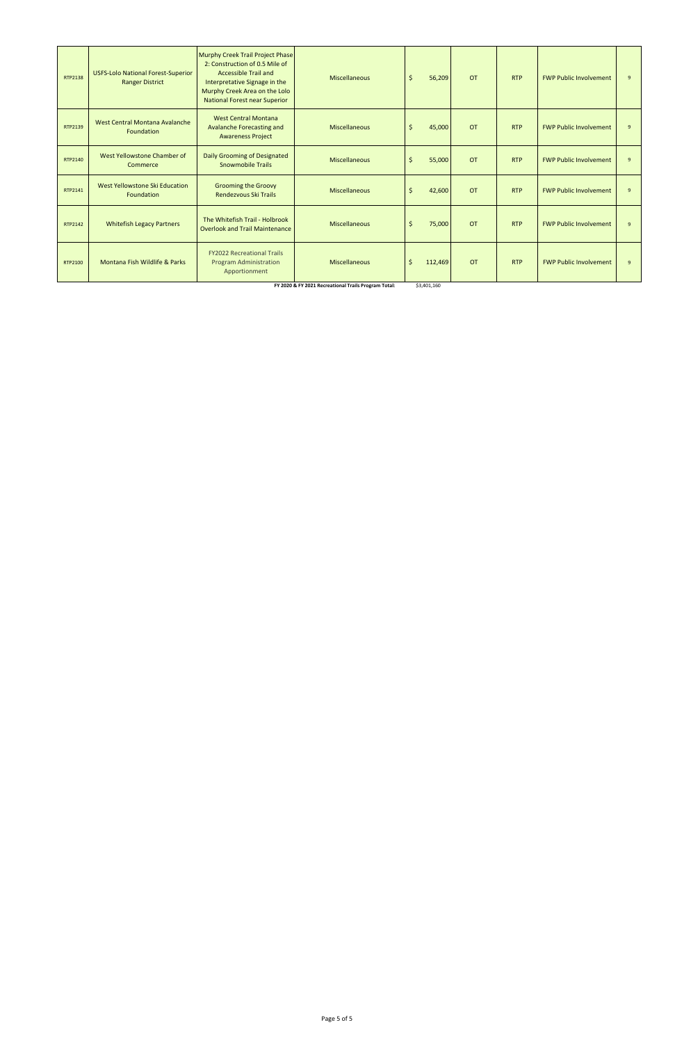| | | | | | | | | | |
|---|---|---|---|---|---|---|---|---|---|
| RTP2138 | USFS-Lolo National Forest-Superior Ranger District | Murphy Creek Trail Project Phase 2: Construction of 0.5 Mile of Accessible Trail and Interpretative Signage in the Murphy Creek Area on the Lolo National Forest near Superior | Miscellaneous | $ | 56,209 | OT | RTP | FWP Public Involvement | 9 |
| RTP2139 | West Central Montana Avalanche Foundation | West Central Montana Avalanche Forecasting and Awareness Project | Miscellaneous | $ | 45,000 | OT | RTP | FWP Public Involvement | 9 |
| RTP2140 | West Yellowstone Chamber of Commerce | Daily Grooming of Designated Snowmobile Trails | Miscellaneous | $ | 55,000 | OT | RTP | FWP Public Involvement | 9 |
| RTP2141 | West Yellowstone Ski Education Foundation | Grooming the Groovy Rendezvous Ski Trails | Miscellaneous | $ | 42,600 | OT | RTP | FWP Public Involvement | 9 |
| RTP2142 | Whitefish Legacy Partners | The Whitefish Trail - Holbrook Overlook and Trail Maintenance | Miscellaneous | $ | 75,000 | OT | RTP | FWP Public Involvement | 9 |
| RTP2100 | Montana Fish Wildlife & Parks | FY2022 Recreational Trails Program Administration Apportionment | Miscellaneous | $ | 112,469 | OT | RTP | FWP Public Involvement | 9 |
| | | | **FY 2020 & FY 2021 Recreational Trails Program Total:** | | $3,401,160 | | | | |